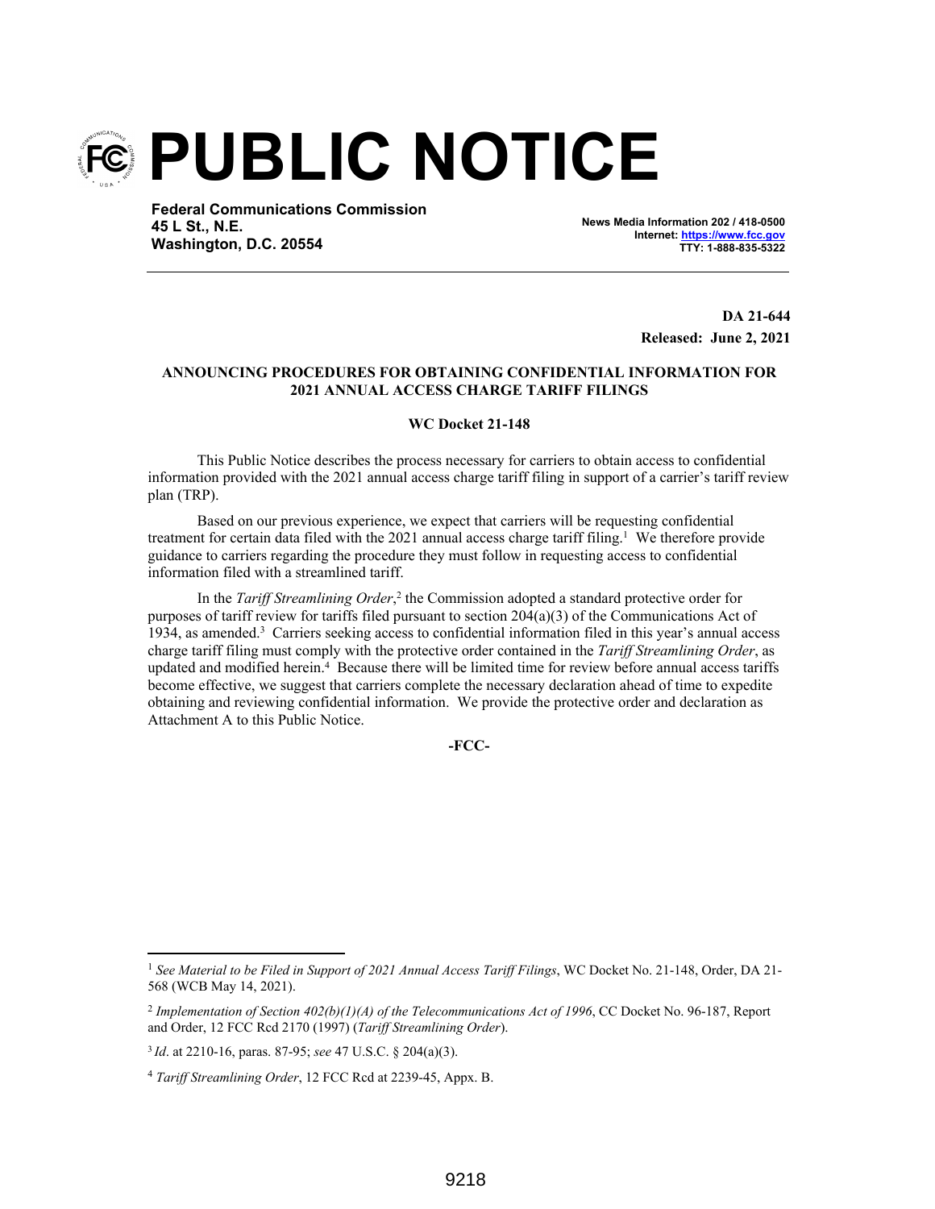# PUBLIC NOTICE

**Federal Communications Commission**
**45 L St., N.E.**
**Washington, D.C. 20554**

**News Media Information 202 / 418-0500**
**Internet: https://www.fcc.gov**
**TTY: 1-888-835-5322**

**DA 21-644**
**Released: June 2, 2021**

**ANNOUNCING PROCEDURES FOR OBTAINING CONFIDENTIAL INFORMATION FOR 2021 ANNUAL ACCESS CHARGE TARIFF FILINGS**

**WC Docket 21-148**

This Public Notice describes the process necessary for carriers to obtain access to confidential information provided with the 2021 annual access charge tariff filing in support of a carrier's tariff review plan (TRP).

Based on our previous experience, we expect that carriers will be requesting confidential treatment for certain data filed with the 2021 annual access charge tariff filing.[1] We therefore provide guidance to carriers regarding the procedure they must follow in requesting access to confidential information filed with a streamlined tariff.

In the *Tariff Streamlining Order*,[2] the Commission adopted a standard protective order for purposes of tariff review for tariffs filed pursuant to section 204(a)(3) of the Communications Act of 1934, as amended.[3] Carriers seeking access to confidential information filed in this year's annual access charge tariff filing must comply with the protective order contained in the *Tariff Streamlining Order*, as updated and modified herein.[4] Because there will be limited time for review before annual access tariffs become effective, we suggest that carriers complete the necessary declaration ahead of time to expedite obtaining and reviewing confidential information. We provide the protective order and declaration as Attachment A to this Public Notice.

**-FCC-**

---

[1] *See Material to be Filed in Support of 2021 Annual Access Tariff Filings*, WC Docket No. 21-148, Order, DA 21-568 (WCB May 14, 2021).

[2] *Implementation of Section 402(b)(1)(A) of the Telecommunications Act of 1996*, CC Docket No. 96-187, Report and Order, 12 FCC Rcd 2170 (1997) (*Tariff Streamlining Order*).

[3] *Id*. at 2210-16, paras. 87-95; *see* 47 U.S.C. § 204(a)(3).

[4] *Tariff Streamlining Order*, 12 FCC Rcd at 2239-45, Appx. B.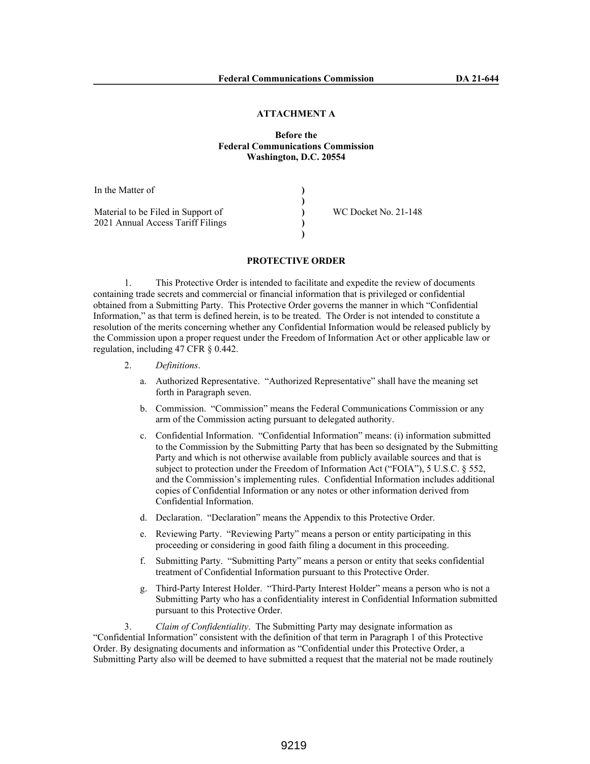**ATTACHMENT A**

**Before the**
**Federal Communications Commission**
**Washington, D.C. 20554**

| | | |
|---|---|---|
| In the Matter of | ) | |
| | ) | |
| Material to be Filed in Support of | ) | WC Docket No. 21-148 |
| 2021 Annual Access Tariff Filings | ) | |
| | ) | |

**PROTECTIVE ORDER**

1. This Protective Order is intended to facilitate and expedite the review of documents containing trade secrets and commercial or financial information that is privileged or confidential obtained from a Submitting Party. This Protective Order governs the manner in which "Confidential Information," as that term is defined herein, is to be treated. The Order is not intended to constitute a resolution of the merits concerning whether any Confidential Information would be released publicly by the Commission upon a proper request under the Freedom of Information Act or other applicable law or regulation, including 47 CFR § 0.442.

2. *Definitions*.

   a. Authorized Representative. "Authorized Representative" shall have the meaning set forth in Paragraph seven.

   b. Commission. "Commission" means the Federal Communications Commission or any arm of the Commission acting pursuant to delegated authority.

   c. Confidential Information. "Confidential Information" means: (i) information submitted to the Commission by the Submitting Party that has been so designated by the Submitting Party and which is not otherwise available from publicly available sources and that is subject to protection under the Freedom of Information Act ("FOIA"), 5 U.S.C. § 552, and the Commission's implementing rules. Confidential Information includes additional copies of Confidential Information or any notes or other information derived from Confidential Information.

   d. Declaration. "Declaration" means the Appendix to this Protective Order.

   e. Reviewing Party. "Reviewing Party" means a person or entity participating in this proceeding or considering in good faith filing a document in this proceeding.

   f. Submitting Party. "Submitting Party" means a person or entity that seeks confidential treatment of Confidential Information pursuant to this Protective Order.

   g. Third-Party Interest Holder. "Third-Party Interest Holder" means a person who is not a Submitting Party who has a confidentiality interest in Confidential Information submitted pursuant to this Protective Order.

3. *Claim of Confidentiality*. The Submitting Party may designate information as "Confidential Information" consistent with the definition of that term in Paragraph 1 of this Protective Order. By designating documents and information as "Confidential under this Protective Order, a Submitting Party also will be deemed to have submitted a request that the material not be made routinely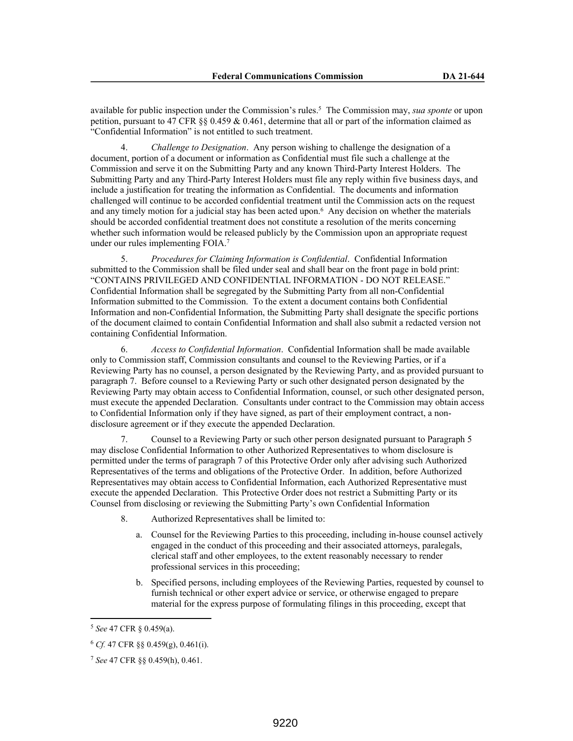available for public inspection under the Commission's rules.[5] The Commission may, *sua sponte* or upon petition, pursuant to 47 CFR §§ 0.459 & 0.461, determine that all or part of the information claimed as "Confidential Information" is not entitled to such treatment.

4. *Challenge to Designation*. Any person wishing to challenge the designation of a document, portion of a document or information as Confidential must file such a challenge at the Commission and serve it on the Submitting Party and any known Third-Party Interest Holders. The Submitting Party and any Third-Party Interest Holders must file any reply within five business days, and include a justification for treating the information as Confidential. The documents and information challenged will continue to be accorded confidential treatment until the Commission acts on the request and any timely motion for a judicial stay has been acted upon.[6] Any decision on whether the materials should be accorded confidential treatment does not constitute a resolution of the merits concerning whether such information would be released publicly by the Commission upon an appropriate request under our rules implementing FOIA.[7]

5. *Procedures for Claiming Information is Confidential*. Confidential Information submitted to the Commission shall be filed under seal and shall bear on the front page in bold print: "CONTAINS PRIVILEGED AND CONFIDENTIAL INFORMATION - DO NOT RELEASE." Confidential Information shall be segregated by the Submitting Party from all non-Confidential Information submitted to the Commission. To the extent a document contains both Confidential Information and non-Confidential Information, the Submitting Party shall designate the specific portions of the document claimed to contain Confidential Information and shall also submit a redacted version not containing Confidential Information.

6. *Access to Confidential Information*. Confidential Information shall be made available only to Commission staff, Commission consultants and counsel to the Reviewing Parties, or if a Reviewing Party has no counsel, a person designated by the Reviewing Party, and as provided pursuant to paragraph 7. Before counsel to a Reviewing Party or such other designated person designated by the Reviewing Party may obtain access to Confidential Information, counsel, or such other designated person, must execute the appended Declaration. Consultants under contract to the Commission may obtain access to Confidential Information only if they have signed, as part of their employment contract, a non-disclosure agreement or if they execute the appended Declaration.

7. Counsel to a Reviewing Party or such other person designated pursuant to Paragraph 5 may disclose Confidential Information to other Authorized Representatives to whom disclosure is permitted under the terms of paragraph 7 of this Protective Order only after advising such Authorized Representatives of the terms and obligations of the Protective Order. In addition, before Authorized Representatives may obtain access to Confidential Information, each Authorized Representative must execute the appended Declaration. This Protective Order does not restrict a Submitting Party or its Counsel from disclosing or reviewing the Submitting Party's own Confidential Information

8. Authorized Representatives shall be limited to:

a. Counsel for the Reviewing Parties to this proceeding, including in-house counsel actively engaged in the conduct of this proceeding and their associated attorneys, paralegals, clerical staff and other employees, to the extent reasonably necessary to render professional services in this proceeding;

b. Specified persons, including employees of the Reviewing Parties, requested by counsel to furnish technical or other expert advice or service, or otherwise engaged to prepare material for the express purpose of formulating filings in this proceeding, except that

---

[5] *See* 47 CFR § 0.459(a).

[6] *Cf.* 47 CFR §§ 0.459(g), 0.461(i).

[7] *See* 47 CFR §§ 0.459(h), 0.461.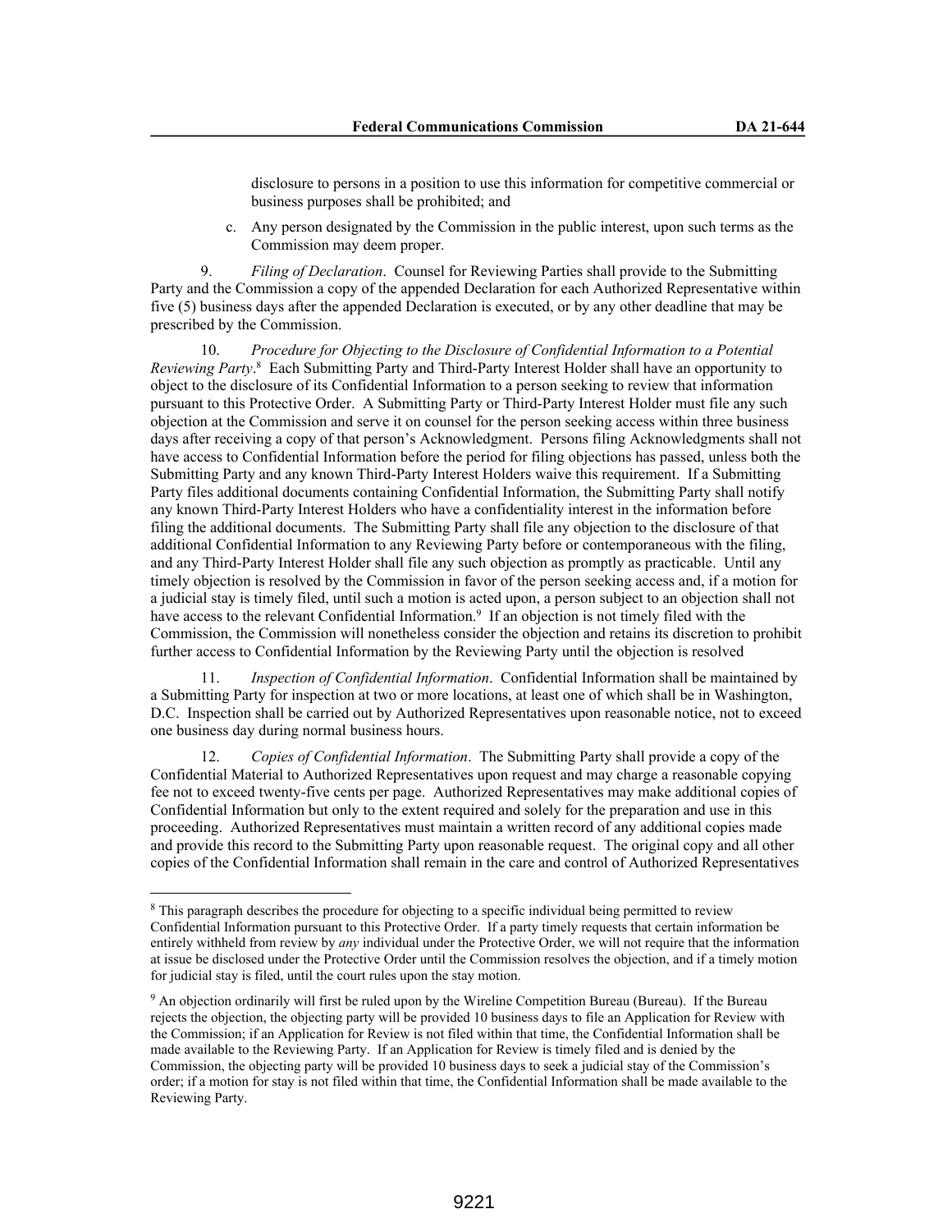disclosure to persons in a position to use this information for competitive commercial or business purposes shall be prohibited; and

c. Any person designated by the Commission in the public interest, upon such terms as the Commission may deem proper.

9. *Filing of Declaration*. Counsel for Reviewing Parties shall provide to the Submitting Party and the Commission a copy of the appended Declaration for each Authorized Representative within five (5) business days after the appended Declaration is executed, or by any other deadline that may be prescribed by the Commission.

10. *Procedure for Objecting to the Disclosure of Confidential Information to a Potential Reviewing Party*.[8] Each Submitting Party and Third-Party Interest Holder shall have an opportunity to object to the disclosure of its Confidential Information to a person seeking to review that information pursuant to this Protective Order. A Submitting Party or Third-Party Interest Holder must file any such objection at the Commission and serve it on counsel for the person seeking access within three business days after receiving a copy of that person's Acknowledgment. Persons filing Acknowledgments shall not have access to Confidential Information before the period for filing objections has passed, unless both the Submitting Party and any known Third-Party Interest Holders waive this requirement. If a Submitting Party files additional documents containing Confidential Information, the Submitting Party shall notify any known Third-Party Interest Holders who have a confidentiality interest in the information before filing the additional documents. The Submitting Party shall file any objection to the disclosure of that additional Confidential Information to any Reviewing Party before or contemporaneous with the filing, and any Third-Party Interest Holder shall file any such objection as promptly as practicable. Until any timely objection is resolved by the Commission in favor of the person seeking access and, if a motion for a judicial stay is timely filed, until such a motion is acted upon, a person subject to an objection shall not have access to the relevant Confidential Information.[9] If an objection is not timely filed with the Commission, the Commission will nonetheless consider the objection and retains its discretion to prohibit further access to Confidential Information by the Reviewing Party until the objection is resolved

11. *Inspection of Confidential Information*. Confidential Information shall be maintained by a Submitting Party for inspection at two or more locations, at least one of which shall be in Washington, D.C. Inspection shall be carried out by Authorized Representatives upon reasonable notice, not to exceed one business day during normal business hours.

12. *Copies of Confidential Information*. The Submitting Party shall provide a copy of the Confidential Material to Authorized Representatives upon request and may charge a reasonable copying fee not to exceed twenty-five cents per page. Authorized Representatives may make additional copies of Confidential Information but only to the extent required and solely for the preparation and use in this proceeding. Authorized Representatives must maintain a written record of any additional copies made and provide this record to the Submitting Party upon reasonable request. The original copy and all other copies of the Confidential Information shall remain in the care and control of Authorized Representatives

---

[8] This paragraph describes the procedure for objecting to a specific individual being permitted to review Confidential Information pursuant to this Protective Order. If a party timely requests that certain information be entirely withheld from review by *any* individual under the Protective Order, we will not require that the information at issue be disclosed under the Protective Order until the Commission resolves the objection, and if a timely motion for judicial stay is filed, until the court rules upon the stay motion.

[9] An objection ordinarily will first be ruled upon by the Wireline Competition Bureau (Bureau). If the Bureau rejects the objection, the objecting party will be provided 10 business days to file an Application for Review with the Commission; if an Application for Review is not filed within that time, the Confidential Information shall be made available to the Reviewing Party. If an Application for Review is timely filed and is denied by the Commission, the objecting party will be provided 10 business days to seek a judicial stay of the Commission's order; if a motion for stay is not filed within that time, the Confidential Information shall be made available to the Reviewing Party.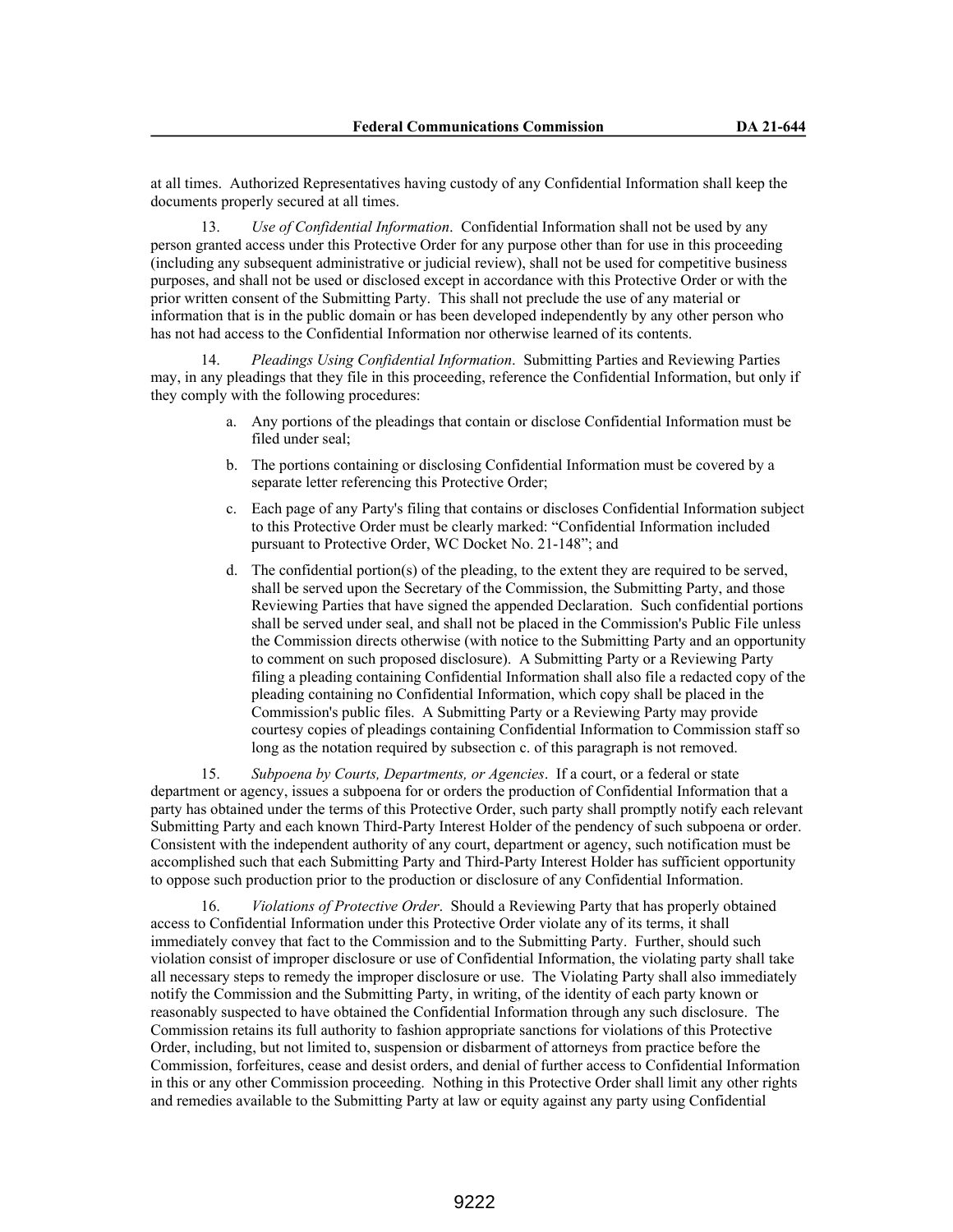at all times. Authorized Representatives having custody of any Confidential Information shall keep the documents properly secured at all times.

13. *Use of Confidential Information*. Confidential Information shall not be used by any person granted access under this Protective Order for any purpose other than for use in this proceeding (including any subsequent administrative or judicial review), shall not be used for competitive business purposes, and shall not be used or disclosed except in accordance with this Protective Order or with the prior written consent of the Submitting Party. This shall not preclude the use of any material or information that is in the public domain or has been developed independently by any other person who has not had access to the Confidential Information nor otherwise learned of its contents.

14. *Pleadings Using Confidential Information*. Submitting Parties and Reviewing Parties may, in any pleadings that they file in this proceeding, reference the Confidential Information, but only if they comply with the following procedures:

a. Any portions of the pleadings that contain or disclose Confidential Information must be filed under seal;

b. The portions containing or disclosing Confidential Information must be covered by a separate letter referencing this Protective Order;

c. Each page of any Party's filing that contains or discloses Confidential Information subject to this Protective Order must be clearly marked: "Confidential Information included pursuant to Protective Order, WC Docket No. 21-148"; and

d. The confidential portion(s) of the pleading, to the extent they are required to be served, shall be served upon the Secretary of the Commission, the Submitting Party, and those Reviewing Parties that have signed the appended Declaration. Such confidential portions shall be served under seal, and shall not be placed in the Commission's Public File unless the Commission directs otherwise (with notice to the Submitting Party and an opportunity to comment on such proposed disclosure). A Submitting Party or a Reviewing Party filing a pleading containing Confidential Information shall also file a redacted copy of the pleading containing no Confidential Information, which copy shall be placed in the Commission's public files. A Submitting Party or a Reviewing Party may provide courtesy copies of pleadings containing Confidential Information to Commission staff so long as the notation required by subsection c. of this paragraph is not removed.

15. *Subpoena by Courts, Departments, or Agencies*. If a court, or a federal or state department or agency, issues a subpoena for or orders the production of Confidential Information that a party has obtained under the terms of this Protective Order, such party shall promptly notify each relevant Submitting Party and each known Third-Party Interest Holder of the pendency of such subpoena or order. Consistent with the independent authority of any court, department or agency, such notification must be accomplished such that each Submitting Party and Third-Party Interest Holder has sufficient opportunity to oppose such production prior to the production or disclosure of any Confidential Information.

16. *Violations of Protective Order*. Should a Reviewing Party that has properly obtained access to Confidential Information under this Protective Order violate any of its terms, it shall immediately convey that fact to the Commission and to the Submitting Party. Further, should such violation consist of improper disclosure or use of Confidential Information, the violating party shall take all necessary steps to remedy the improper disclosure or use. The Violating Party shall also immediately notify the Commission and the Submitting Party, in writing, of the identity of each party known or reasonably suspected to have obtained the Confidential Information through any such disclosure. The Commission retains its full authority to fashion appropriate sanctions for violations of this Protective Order, including, but not limited to, suspension or disbarment of attorneys from practice before the Commission, forfeitures, cease and desist orders, and denial of further access to Confidential Information in this or any other Commission proceeding. Nothing in this Protective Order shall limit any other rights and remedies available to the Submitting Party at law or equity against any party using Confidential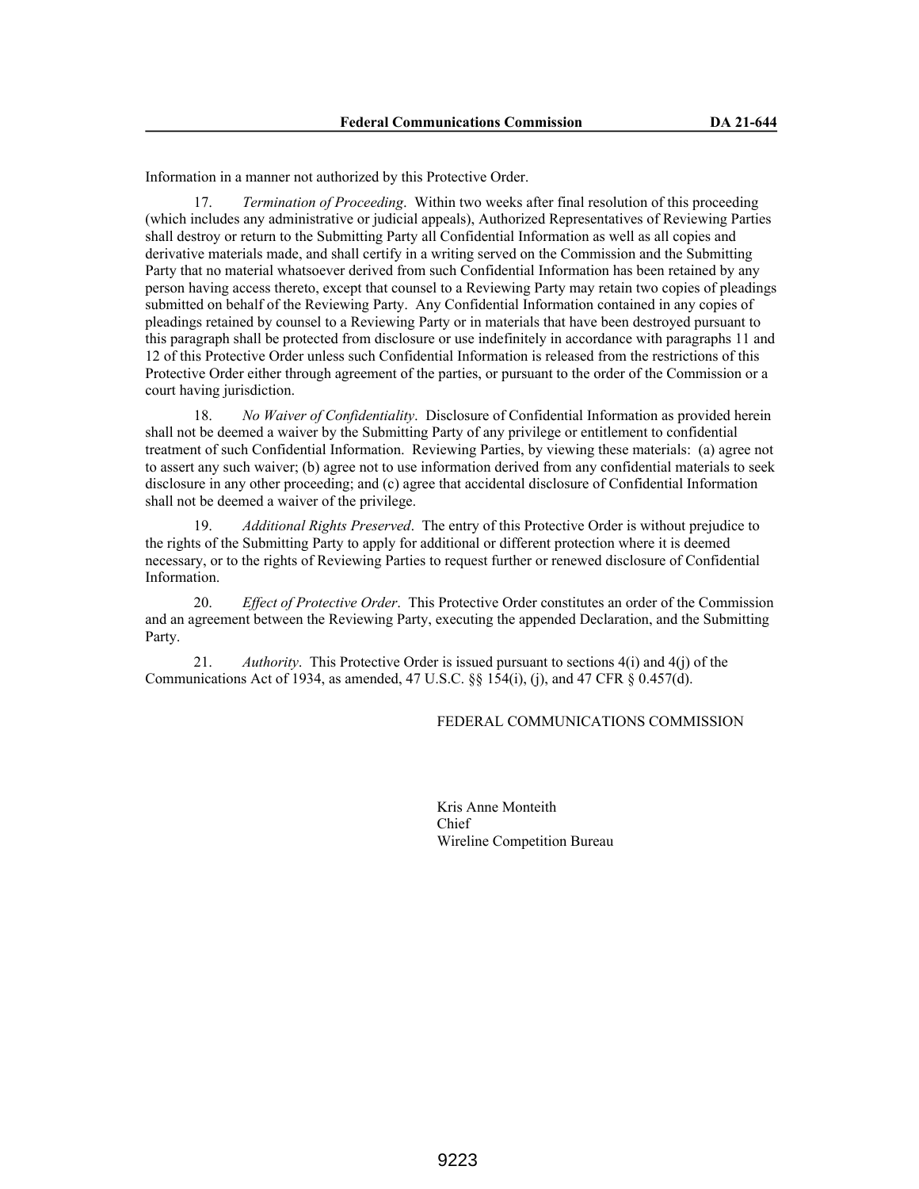Information in a manner not authorized by this Protective Order.

17. *Termination of Proceeding*. Within two weeks after final resolution of this proceeding (which includes any administrative or judicial appeals), Authorized Representatives of Reviewing Parties shall destroy or return to the Submitting Party all Confidential Information as well as all copies and derivative materials made, and shall certify in a writing served on the Commission and the Submitting Party that no material whatsoever derived from such Confidential Information has been retained by any person having access thereto, except that counsel to a Reviewing Party may retain two copies of pleadings submitted on behalf of the Reviewing Party. Any Confidential Information contained in any copies of pleadings retained by counsel to a Reviewing Party or in materials that have been destroyed pursuant to this paragraph shall be protected from disclosure or use indefinitely in accordance with paragraphs 11 and 12 of this Protective Order unless such Confidential Information is released from the restrictions of this Protective Order either through agreement of the parties, or pursuant to the order of the Commission or a court having jurisdiction.

18. *No Waiver of Confidentiality*. Disclosure of Confidential Information as provided herein shall not be deemed a waiver by the Submitting Party of any privilege or entitlement to confidential treatment of such Confidential Information. Reviewing Parties, by viewing these materials: (a) agree not to assert any such waiver; (b) agree not to use information derived from any confidential materials to seek disclosure in any other proceeding; and (c) agree that accidental disclosure of Confidential Information shall not be deemed a waiver of the privilege.

19. *Additional Rights Preserved*. The entry of this Protective Order is without prejudice to the rights of the Submitting Party to apply for additional or different protection where it is deemed necessary, or to the rights of Reviewing Parties to request further or renewed disclosure of Confidential Information.

20. *Effect of Protective Order*. This Protective Order constitutes an order of the Commission and an agreement between the Reviewing Party, executing the appended Declaration, and the Submitting Party.

21. *Authority*. This Protective Order is issued pursuant to sections 4(i) and 4(j) of the Communications Act of 1934, as amended, 47 U.S.C. §§ 154(i), (j), and 47 CFR § 0.457(d).

FEDERAL COMMUNICATIONS COMMISSION

Kris Anne Monteith
Chief
Wireline Competition Bureau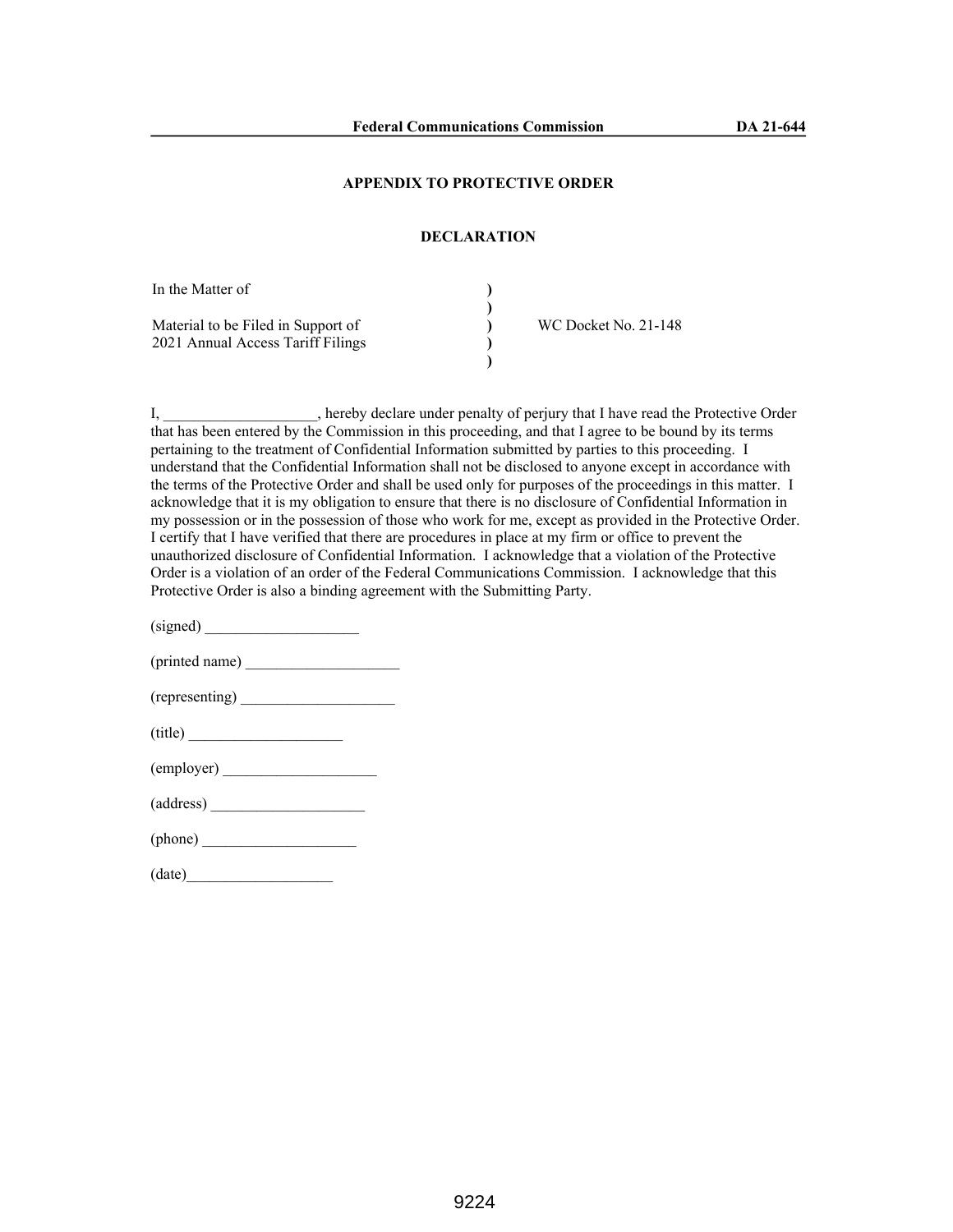## APPENDIX TO PROTECTIVE ORDER

## DECLARATION

| | | |
|---|---|---|
| In the Matter of | ) | |
| | ) | |
| Material to be Filed in Support of | ) | WC Docket No. 21-148 |
| 2021 Annual Access Tariff Filings | ) | |
| | ) | |

I, ____________________, hereby declare under penalty of perjury that I have read the Protective Order that has been entered by the Commission in this proceeding, and that I agree to be bound by its terms pertaining to the treatment of Confidential Information submitted by parties to this proceeding. I understand that the Confidential Information shall not be disclosed to anyone except in accordance with the terms of the Protective Order and shall be used only for purposes of the proceedings in this matter. I acknowledge that it is my obligation to ensure that there is no disclosure of Confidential Information in my possession or in the possession of those who work for me, except as provided in the Protective Order. I certify that I have verified that there are procedures in place at my firm or office to prevent the unauthorized disclosure of Confidential Information. I acknowledge that a violation of the Protective Order is a violation of an order of the Federal Communications Commission. I acknowledge that this Protective Order is also a binding agreement with the Submitting Party.

(signed) ____________________

(printed name) ____________________

(representing) ____________________

(title) ____________________

(employer) ____________________

(address) ____________________

(phone) ____________________

(date)____________________